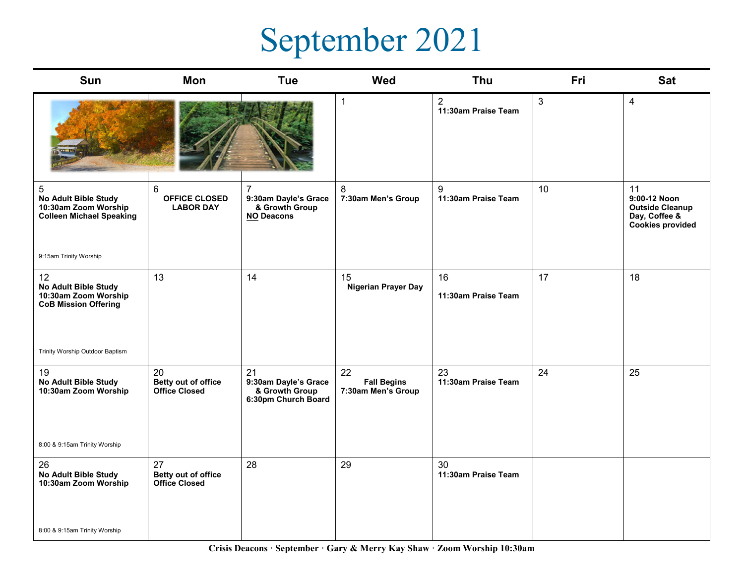# September 2021

| Sun | Mon | Tue | Wed | Thu | Fri | Sat |
|---|---|---|---|---|---|---|
| | | | 1 | 2<br>**11:30am Praise Team** | 3 | 4 |
| 5<br>**No Adult Bible Study**<br>**10:30am Zoom Worship**<br>**Colleen Michael Speaking**<br>9:15am Trinity Worship | 6<br>**OFFICE CLOSED**<br>**LABOR DAY** | 7<br>**9:30am Dayle's Grace & Growth Group**<br>**NO Deacons** | 8<br>**7:30am Men's Group** | 9<br>**11:30am Praise Team** | 10 | 11<br>**9:00-12 Noon Outside Cleanup Day, Coffee & Cookies provided** |
| 12<br>**No Adult Bible Study**<br>**10:30am Zoom Worship**<br>**CoB Mission Offering**<br>Trinity Worship Outdoor Baptism | 13 | 14 | 15<br>**Nigerian Prayer Day** | 16<br>**11:30am Praise Team** | 17 | 18 |
| 19<br>**No Adult Bible Study**<br>**10:30am Zoom Worship**<br>8:00 & 9:15am Trinity Worship | 20<br>**Betty out of office**<br>**Office Closed** | 21<br>**9:30am Dayle's Grace & Growth Group**<br>**6:30pm Church Board** | 22<br>**Fall Begins**<br>**7:30am Men's Group** | 23<br>**11:30am Praise Team** | 24 | 25 |
| 26<br>**No Adult Bible Study**<br>**10:30am Zoom Worship**<br>8:00 & 9:15am Trinity Worship | 27<br>**Betty out of office**<br>**Office Closed** | 28 | 29 | 30<br>**11:30am Praise Team** | | |

**Crisis Deacons · September · Gary & Merry Kay Shaw · Zoom Worship 10:30am**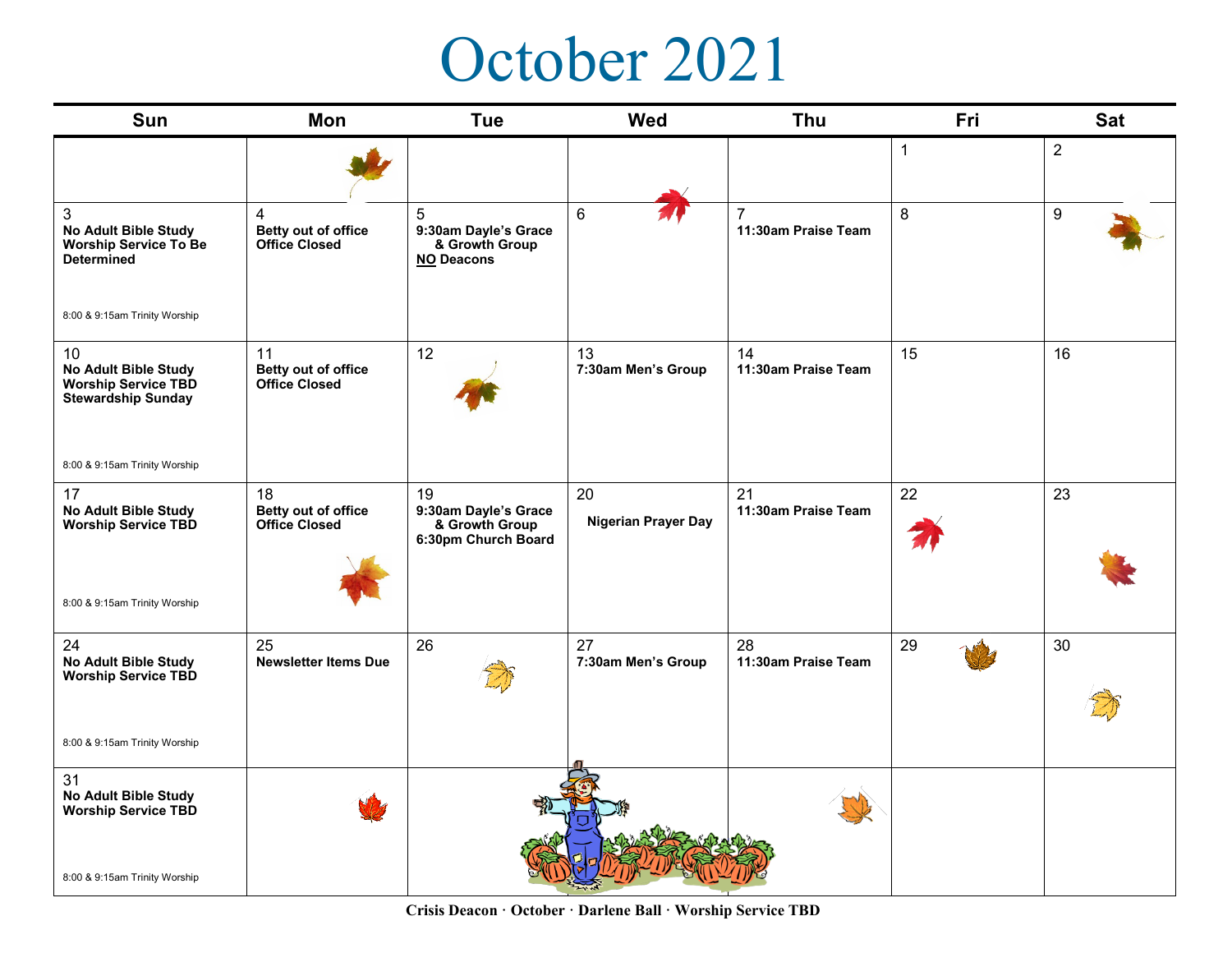# October 2021

| Sun | Mon | Tue | Wed | Thu | Fri | Sat |
|---|---|---|---|---|---|---|
| | | | | | 1 | 2 |
| 3<br>**No Adult Bible Study**<br>**Worship Service To Be Determined**<br><br>8:00 & 9:15am Trinity Worship | 4<br>**Betty out of office**<br>**Office Closed** | 5<br>**9:30am Dayle's Grace & Growth Group**<br>**NO Deacons** | 6 | 7<br>**11:30am Praise Team** | 8 | 9 |
| 10<br>**No Adult Bible Study**<br>**Worship Service TBD**<br>**Stewardship Sunday**<br><br>8:00 & 9:15am Trinity Worship | 11<br>**Betty out of office**<br>**Office Closed** | 12 | 13<br>**7:30am Men's Group** | 14<br>**11:30am Praise Team** | 15 | 16 |
| 17<br>**No Adult Bible Study**<br>**Worship Service TBD**<br><br>8:00 & 9:15am Trinity Worship | 18<br>**Betty out of office**<br>**Office Closed** | 19<br>**9:30am Dayle's Grace & Growth Group**<br>**6:30pm Church Board** | 20<br>**Nigerian Prayer Day** | 21<br>**11:30am Praise Team** | 22 | 23 |
| 24<br>**No Adult Bible Study**<br>**Worship Service TBD**<br><br>8:00 & 9:15am Trinity Worship | 25<br>**Newsletter Items Due** | 26 | 27<br>**7:30am Men's Group** | 28<br>**11:30am Praise Team** | 29 | 30 |
| 31<br>**No Adult Bible Study**<br>**Worship Service TBD**<br><br>8:00 & 9:15am Trinity Worship | | | | | | |

**Crisis Deacon · October · Darlene Ball · Worship Service TBD**